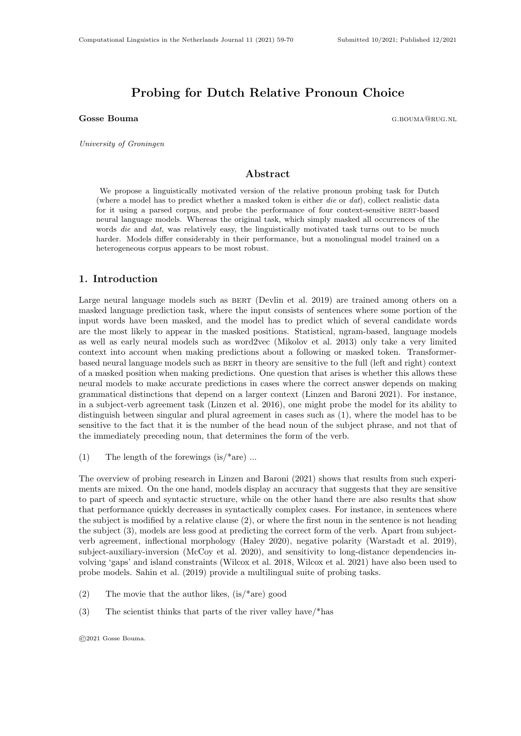# Probing for Dutch Relative Pronoun Choice

**Gosse Bouma** G.BOUMA@RUG.NL

*University of Groningen*

## Abstract

We propose a linguistically motivated version of the relative pronoun probing task for Dutch (where a model has to predict whether a masked token is either *die* or *dat*), collect realistic data for it using a parsed corpus, and probe the performance of four context-sensitive BERT-based neural language models. Whereas the original task, which simply masked all occurrences of the words *die* and *dat*, was relatively easy, the linguistically motivated task turns out to be much harder. Models differ considerably in their performance, but a monolingual model trained on a heterogeneous corpus appears to be most robust.

## 1. Introduction

Large neural language models such as BERT (Devlin et al. 2019) are trained among others on a masked language prediction task, where the input consists of sentences where some portion of the input words have been masked, and the model has to predict which of several candidate words are the most likely to appear in the masked positions. Statistical, ngram-based, language models as well as early neural models such as word2vec (Mikolov et al. 2013) only take a very limited context into account when making predictions about a following or masked token. Transformer-based neural language models such as BERT in theory are sensitive to the full (left and right) context of a masked position when making predictions. One question that arises is whether this allows these neural models to make accurate predictions in cases where the correct answer depends on making grammatical distinctions that depend on a larger context (Linzen and Baroni 2021). For instance, in a subject-verb agreement task (Linzen et al. 2016), one might probe the model for its ability to distinguish between singular and plural agreement in cases such as (1), where the model has to be sensitive to the fact that it is the number of the head noun of the subject phrase, and not that of the immediately preceding noun, that determines the form of the verb.

(1) The length of the forewings (is/*are) ...

The overview of probing research in Linzen and Baroni (2021) shows that results from such experiments are mixed. On the one hand, models display an accuracy that suggests that they are sensitive to part of speech and syntactic structure, while on the other hand there are also results that show that performance quickly decreases in syntactically complex cases. For instance, in sentences where the subject is modified by a relative clause (2), or where the first noun in the sentence is not heading the subject (3), models are less good at predicting the correct form of the verb. Apart from subject-verb agreement, inflectional morphology (Haley 2020), negative polarity (Warstadt et al. 2019), subject-auxiliary-inversion (McCoy et al. 2020), and sensitivity to long-distance dependencies involving 'gaps' and island constraints (Wilcox et al. 2018, Wilcox et al. 2021) have also been used to probe models. Sahin et al. (2019) provide a multilingual suite of probing tasks.

(2) The movie that the author likes, (is/*are) good

(3) The scientist thinks that parts of the river valley have/*has

©2021 Gosse Bouma.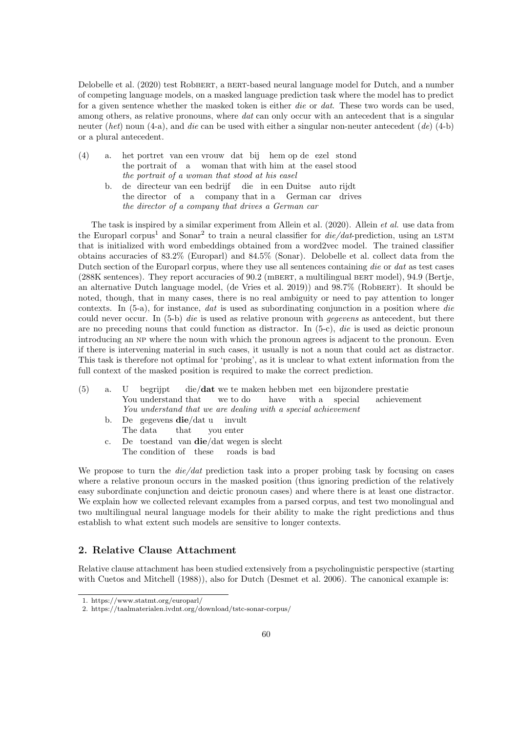Delobelle et al. (2020) test RobBERT, a BERT-based neural language model for Dutch, and a number of competing language models, on a masked language prediction task where the model has to predict for a given sentence whether the masked token is either *die* or *dat*. These two words can be used, among others, as relative pronouns, where *dat* can only occur with an antecedent that is a singular neuter (*het*) noun (4-a), and *die* can be used with either a singular non-neuter antecedent (*de*) (4-b) or a plural antecedent.

(4) a. het portret van een vrouw dat bij hem op de ezel stond
   the portrait of a woman that with him at the easel stood
   *the portrait of a woman that stood at his easel*

   b. de directeur van een bedrijf die in een Duitse auto rijdt
   the director of a company that in a German car drives
   *the director of a company that drives a German car*

The task is inspired by a similar experiment from Allein et al. (2020). Allein *et al.* use data from the Europarl corpus[1] and Sonar[2] to train a neural classifier for *die/dat*-prediction, using an LSTM that is initialized with word embeddings obtained from a word2vec model. The trained classifier obtains accuracies of 83.2% (Europarl) and 84.5% (Sonar). Delobelle et al. collect data from the Dutch section of the Europarl corpus, where they use all sentences containing *die* or *dat* as test cases (288K sentences). They report accuracies of 90.2 (mBERT, a multilingual BERT model), 94.9 (Bertje, an alternative Dutch language model, (de Vries et al. 2019)) and 98.7% (RobBERT). It should be noted, though, that in many cases, there is no real ambiguity or need to pay attention to longer contexts. In (5-a), for instance, *dat* is used as subordinating conjunction in a position where *die* could never occur. In (5-b) *die* is used as relative pronoun with *gegevens* as antecedent, but there are no preceding nouns that could function as distractor. In (5-c), *die* is used as deictic pronoun introducing an NP where the noun with which the pronoun agrees is adjacent to the pronoun. Even if there is intervening material in such cases, it usually is not a noun that could act as distractor. This task is therefore not optimal for 'probing', as it is unclear to what extent information from the full context of the masked position is required to make the correct prediction.

(5) a. U begrijpt die/**dat** we te maken hebben met een bijzondere prestatie
   You understand that we to do have with a special achievement
   *You understand that we are dealing with a special achievement*

   b. De gegevens **die**/dat u invult
   The data that you enter

   c. De toestand van **die**/dat wegen is slecht
   The condition of these roads is bad

We propose to turn the *die/dat* prediction task into a proper probing task by focusing on cases where a relative pronoun occurs in the masked position (thus ignoring prediction of the relatively easy subordinate conjunction and deictic pronoun cases) and where there is at least one distractor. We explain how we collected relevant examples from a parsed corpus, and test two monolingual and two multilingual neural language models for their ability to make the right predictions and thus establish to what extent such models are sensitive to longer contexts.

## 2. Relative Clause Attachment

Relative clause attachment has been studied extensively from a psycholinguistic perspective (starting with Cuetos and Mitchell (1988)), also for Dutch (Desmet et al. 2006). The canonical example is:

1. https://www.statmt.org/europarl/
2. https://taalmaterialen.ivdnt.org/download/tstc-sonar-corpus/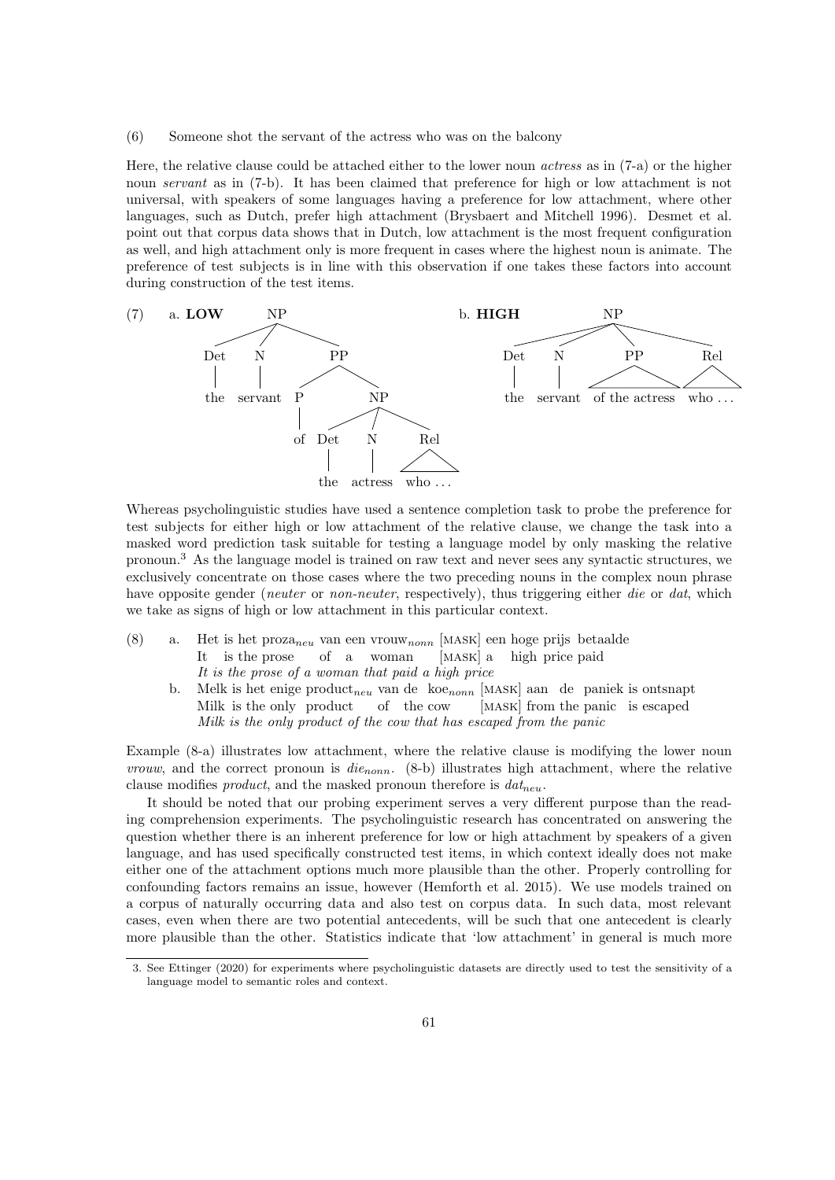(6) Someone shot the servant of the actress who was on the balcony

Here, the relative clause could be attached either to the lower noun *actress* as in (7-a) or the higher noun *servant* as in (7-b). It has been claimed that preference for high or low attachment is not universal, with speakers of some languages having a preference for low attachment, where other languages, such as Dutch, prefer high attachment (Brysbaert and Mitchell 1996). Desmet et al. point out that corpus data shows that in Dutch, low attachment is the most frequent configuration as well, and high attachment only is more frequent in cases where the highest noun is animate. The preference of test subjects is in line with this observation if one takes these factors into account during construction of the test items.

(7) a. **LOW**

```
NP
├── Det: the
├── N: servant
└── PP
    ├── P: of
    └── NP
        ├── Det: the
        ├── N: actress
        └── Rel: who ...
```

b. **HIGH**

```
NP
├── Det: the
├── N: servant
├── PP: of the actress
└── Rel: who ...
```

Whereas psycholinguistic studies have used a sentence completion task to probe the preference for test subjects for either high or low attachment of the relative clause, we change the task into a masked word prediction task suitable for testing a language model by only masking the relative pronoun.[3] As the language model is trained on raw text and never sees any syntactic structures, we exclusively concentrate on those cases where the two preceding nouns in the complex noun phrase have opposite gender (*neuter* or *non-neuter*, respectively), thus triggering either *die* or *dat*, which we take as signs of high or low attachment in this particular context.

(8) a. Het is het proza$_{neu}$ van een vrouw$_{nonn}$ [MASK] een hoge prijs betaalde
It is the prose of a woman [MASK] a high price paid
*It is the prose of a woman that paid a high price*

b. Melk is het enige product$_{neu}$ van de koe$_{nonn}$ [MASK] aan de paniek is ontsnapt
Milk is the only product of the cow [MASK] from the panic is escaped
*Milk is the only product of the cow that has escaped from the panic*

Example (8-a) illustrates low attachment, where the relative clause is modifying the lower noun *vrouw*, and the correct pronoun is *die*$_{nonn}$. (8-b) illustrates high attachment, where the relative clause modifies *product*, and the masked pronoun therefore is *dat*$_{neu}$.

It should be noted that our probing experiment serves a very different purpose than the reading comprehension experiments. The psycholinguistic research has concentrated on answering the question whether there is an inherent preference for low or high attachment by speakers of a given language, and has used specifically constructed test items, in which context ideally does not make either one of the attachment options much more plausible than the other. Properly controlling for confounding factors remains an issue, however (Hemforth et al. 2015). We use models trained on a corpus of naturally occurring data and also test on corpus data. In such data, most relevant cases, even when there are two potential antecedents, will be such that one antecedent is clearly more plausible than the other. Statistics indicate that 'low attachment' in general is much more

3. See Ettinger (2020) for experiments where psycholinguistic datasets are directly used to test the sensitivity of a language model to semantic roles and context.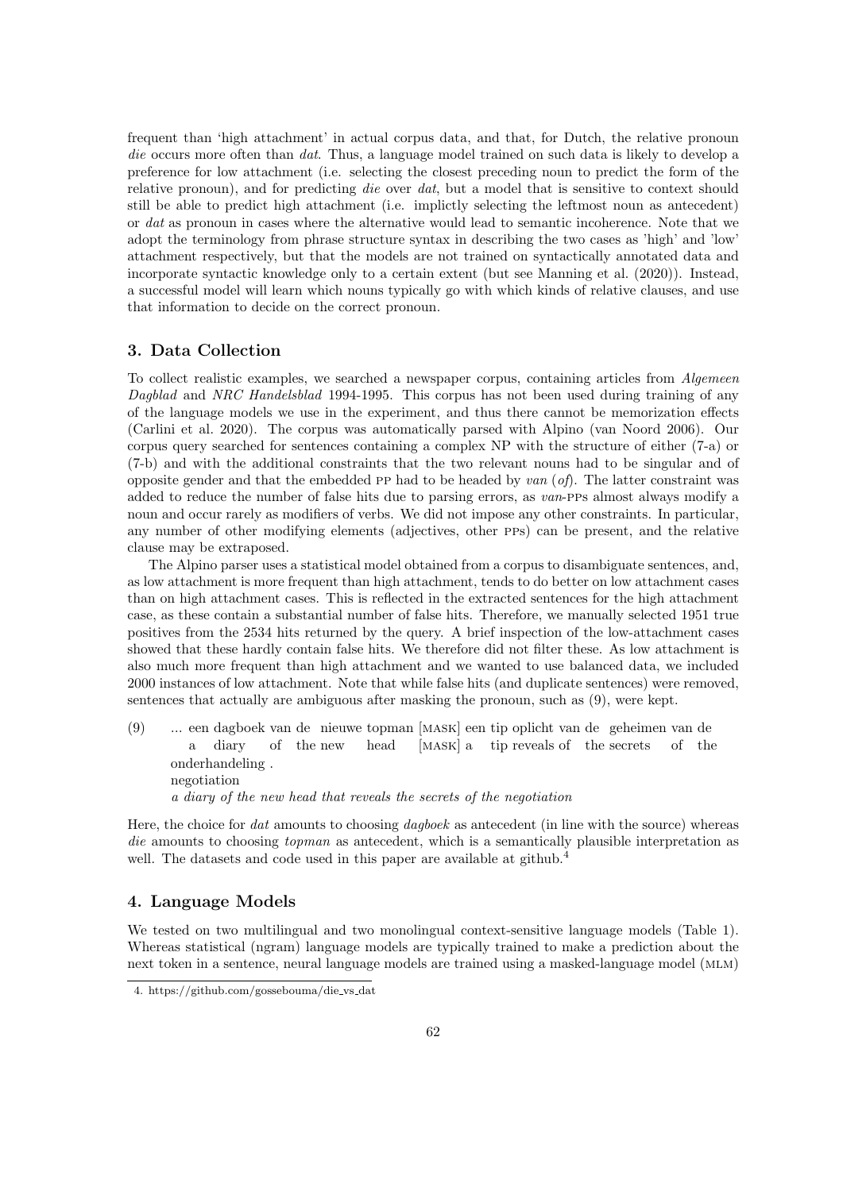frequent than 'high attachment' in actual corpus data, and that, for Dutch, the relative pronoun *die* occurs more often than *dat*. Thus, a language model trained on such data is likely to develop a preference for low attachment (i.e. selecting the closest preceding noun to predict the form of the relative pronoun), and for predicting *die* over *dat*, but a model that is sensitive to context should still be able to predict high attachment (i.e. implictly selecting the leftmost noun as antecedent) or *dat* as pronoun in cases where the alternative would lead to semantic incoherence. Note that we adopt the terminology from phrase structure syntax in describing the two cases as 'high' and 'low' attachment respectively, but that the models are not trained on syntactically annotated data and incorporate syntactic knowledge only to a certain extent (but see Manning et al. (2020)). Instead, a successful model will learn which nouns typically go with which kinds of relative clauses, and use that information to decide on the correct pronoun.

## 3. Data Collection

To collect realistic examples, we searched a newspaper corpus, containing articles from *Algemeen Dagblad* and *NRC Handelsblad* 1994-1995. This corpus has not been used during training of any of the language models we use in the experiment, and thus there cannot be memorization effects (Carlini et al. 2020). The corpus was automatically parsed with Alpino (van Noord 2006). Our corpus query searched for sentences containing a complex NP with the structure of either (7-a) or (7-b) and with the additional constraints that the two relevant nouns had to be singular and of opposite gender and that the embedded PP had to be headed by *van* (*of*). The latter constraint was added to reduce the number of false hits due to parsing errors, as *van*-PPs almost always modify a noun and occur rarely as modifiers of verbs. We did not impose any other constraints. In particular, any number of other modifying elements (adjectives, other PPs) can be present, and the relative clause may be extraposed.

The Alpino parser uses a statistical model obtained from a corpus to disambiguate sentences, and, as low attachment is more frequent than high attachment, tends to do better on low attachment cases than on high attachment cases. This is reflected in the extracted sentences for the high attachment case, as these contain a substantial number of false hits. Therefore, we manually selected 1951 true positives from the 2534 hits returned by the query. A brief inspection of the low-attachment cases showed that these hardly contain false hits. We therefore did not filter these. As low attachment is also much more frequent than high attachment and we wanted to use balanced data, we included 2000 instances of low attachment. Note that while false hits (and duplicate sentences) were removed, sentences that actually are ambiguous after masking the pronoun, such as (9), were kept.

(9) ... een dagboek van de nieuwe topman [MASK] een tip oplicht van de geheimen van de onderhandeling .
 a diary of the new head [MASK] a tip reveals of the secrets of the negotiation
 *a diary of the new head that reveals the secrets of the negotiation*

Here, the choice for *dat* amounts to choosing *dagboek* as antecedent (in line with the source) whereas *die* amounts to choosing *topman* as antecedent, which is a semantically plausible interpretation as well. The datasets and code used in this paper are available at github.[4]

## 4. Language Models

We tested on two multilingual and two monolingual context-sensitive language models (Table 1). Whereas statistical (ngram) language models are typically trained to make a prediction about the next token in a sentence, neural language models are trained using a masked-language model (MLM)

4. https://github.com/gossebouma/die_vs_dat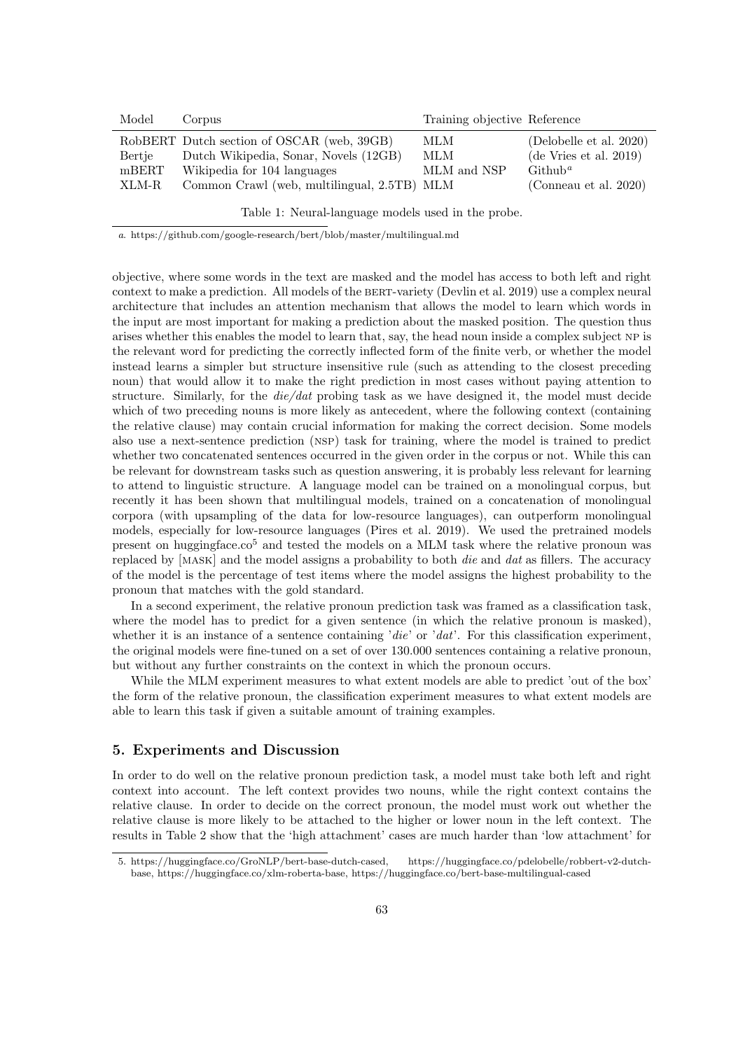| Model | Corpus | Training objective | Reference |
|---|---|---|---|
| RobBERT | Dutch section of OSCAR (web, 39GB) | MLM | (Delobelle et al. 2020) |
| Bertje | Dutch Wikipedia, Sonar, Novels (12GB) | MLM | (de Vries et al. 2019) |
| mBERT | Wikipedia for 104 languages | MLM and NSP | Github[a] |
| XLM-R | Common Crawl (web, multilingual, 2.5TB) | MLM | (Conneau et al. 2020) |

Table 1: Neural-language models used in the probe.

a. https://github.com/google-research/bert/blob/master/multilingual.md

objective, where some words in the text are masked and the model has access to both left and right context to make a prediction. All models of the BERT-variety (Devlin et al. 2019) use a complex neural architecture that includes an attention mechanism that allows the model to learn which words in the input are most important for making a prediction about the masked position. The question thus arises whether this enables the model to learn that, say, the head noun inside a complex subject NP is the relevant word for predicting the correctly inflected form of the finite verb, or whether the model instead learns a simpler but structure insensitive rule (such as attending to the closest preceding noun) that would allow it to make the right prediction in most cases without paying attention to structure. Similarly, for the *die/dat* probing task as we have designed it, the model must decide which of two preceding nouns is more likely as antecedent, where the following context (containing the relative clause) may contain crucial information for making the correct decision. Some models also use a next-sentence prediction (NSP) task for training, where the model is trained to predict whether two concatenated sentences occurred in the given order in the corpus or not. While this can be relevant for downstream tasks such as question answering, it is probably less relevant for learning to attend to linguistic structure. A language model can be trained on a monolingual corpus, but recently it has been shown that multilingual models, trained on a concatenation of monolingual corpora (with upsampling of the data for low-resource languages), can outperform monolingual models, especially for low-resource languages (Pires et al. 2019). We used the pretrained models present on huggingface.co[5] and tested the models on a MLM task where the relative pronoun was replaced by [MASK] and the model assigns a probability to both *die* and *dat* as fillers. The accuracy of the model is the percentage of test items where the model assigns the highest probability to the pronoun that matches with the gold standard.

In a second experiment, the relative pronoun prediction task was framed as a classification task, where the model has to predict for a given sentence (in which the relative pronoun is masked), whether it is an instance of a sentence containing '*die*' or '*dat*'. For this classification experiment, the original models were fine-tuned on a set of over 130.000 sentences containing a relative pronoun, but without any further constraints on the context in which the pronoun occurs.

While the MLM experiment measures to what extent models are able to predict 'out of the box' the form of the relative pronoun, the classification experiment measures to what extent models are able to learn this task if given a suitable amount of training examples.

## 5. Experiments and Discussion

In order to do well on the relative pronoun prediction task, a model must take both left and right context into account. The left context provides two nouns, while the right context contains the relative clause. In order to decide on the correct pronoun, the model must work out whether the relative clause is more likely to be attached to the higher or lower noun in the left context. The results in Table 2 show that the 'high attachment' cases are much harder than 'low attachment' for

5. https://huggingface.co/GroNLP/bert-base-dutch-cased, https://huggingface.co/pdelobelle/robbert-v2-dutch-base, https://huggingface.co/xlm-roberta-base, https://huggingface.co/bert-base-multilingual-cased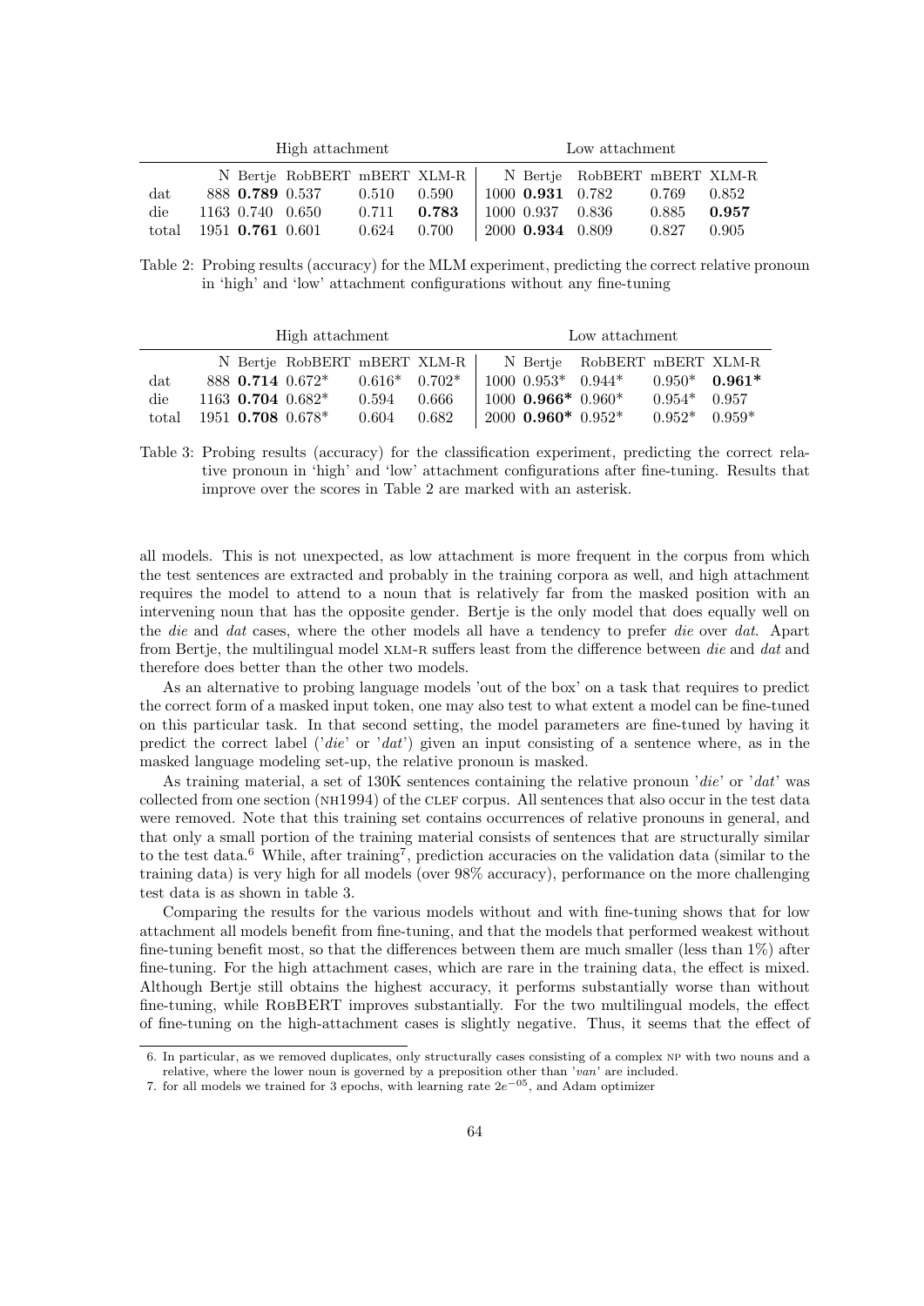| | High attachment | | | | | Low attachment | | | | |
|---|---|---|---|---|---|---|---|---|---|---|
| | N | Bertje | RobBERT | mBERT | XLM-R | N | Bertje | RobBERT | mBERT | XLM-R |
| dat | 888 | **0.789** | 0.537 | 0.510 | 0.590 | 1000 | **0.931** | 0.782 | 0.769 | 0.852 |
| die | 1163 | 0.740 | 0.650 | 0.711 | **0.783** | 1000 | 0.937 | 0.836 | 0.885 | **0.957** |
| total | 1951 | **0.761** | 0.601 | 0.624 | 0.700 | 2000 | **0.934** | 0.809 | 0.827 | 0.905 |

Table 2: Probing results (accuracy) for the MLM experiment, predicting the correct relative pronoun in 'high' and 'low' attachment configurations without any fine-tuning

| | High attachment | | | | | Low attachment | | | | |
|---|---|---|---|---|---|---|---|---|---|---|
| | N | Bertje | RobBERT | mBERT | XLM-R | N | Bertje | RobBERT | mBERT | XLM-R |
| dat | 888 | **0.714** | 0.672* | 0.616* | 0.702* | 1000 | 0.953* | 0.944* | 0.950* | **0.961*** |
| die | 1163 | **0.704** | 0.682* | 0.594 | 0.666 | 1000 | **0.966*** | 0.960* | 0.954* | 0.957 |
| total | 1951 | **0.708** | 0.678* | 0.604 | 0.682 | 2000 | **0.960*** | 0.952* | 0.952* | 0.959* |

Table 3: Probing results (accuracy) for the classification experiment, predicting the correct relative pronoun in 'high' and 'low' attachment configurations after fine-tuning. Results that improve over the scores in Table 2 are marked with an asterisk.

all models. This is not unexpected, as low attachment is more frequent in the corpus from which the test sentences are extracted and probably in the training corpora as well, and high attachment requires the model to attend to a noun that is relatively far from the masked position with an intervening noun that has the opposite gender. Bertje is the only model that does equally well on the *die* and *dat* cases, where the other models all have a tendency to prefer *die* over *dat*. Apart from Bertje, the multilingual model XLM-R suffers least from the difference between *die* and *dat* and therefore does better than the other two models.

As an alternative to probing language models 'out of the box' on a task that requires to predict the correct form of a masked input token, one may also test to what extent a model can be fine-tuned on this particular task. In that second setting, the model parameters are fine-tuned by having it predict the correct label ('*die*' or '*dat*') given an input consisting of a sentence where, as in the masked language modeling set-up, the relative pronoun is masked.

As training material, a set of 130K sentences containing the relative pronoun '*die*' or '*dat*' was collected from one section (NH1994) of the CLEF corpus. All sentences that also occur in the test data were removed. Note that this training set contains occurrences of relative pronouns in general, and that only a small portion of the training material consists of sentences that are structurally similar to the test data.[6] While, after training[7], prediction accuracies on the validation data (similar to the training data) is very high for all models (over 98% accuracy), performance on the more challenging test data is as shown in table 3.

Comparing the results for the various models without and with fine-tuning shows that for low attachment all models benefit from fine-tuning, and that the models that performed weakest without fine-tuning benefit most, so that the differences between them are much smaller (less than 1%) after fine-tuning. For the high attachment cases, which are rare in the training data, the effect is mixed. Although Bertje still obtains the highest accuracy, it performs substantially worse than without fine-tuning, while RobBERT improves substantially. For the two multilingual models, the effect of fine-tuning on the high-attachment cases is slightly negative. Thus, it seems that the effect of

6. In particular, as we removed duplicates, only structurally cases consisting of a complex NP with two nouns and a relative, where the lower noun is governed by a preposition other than '*van*' are included.

7. for all models we trained for 3 epochs, with learning rate $2e^{-05}$, and Adam optimizer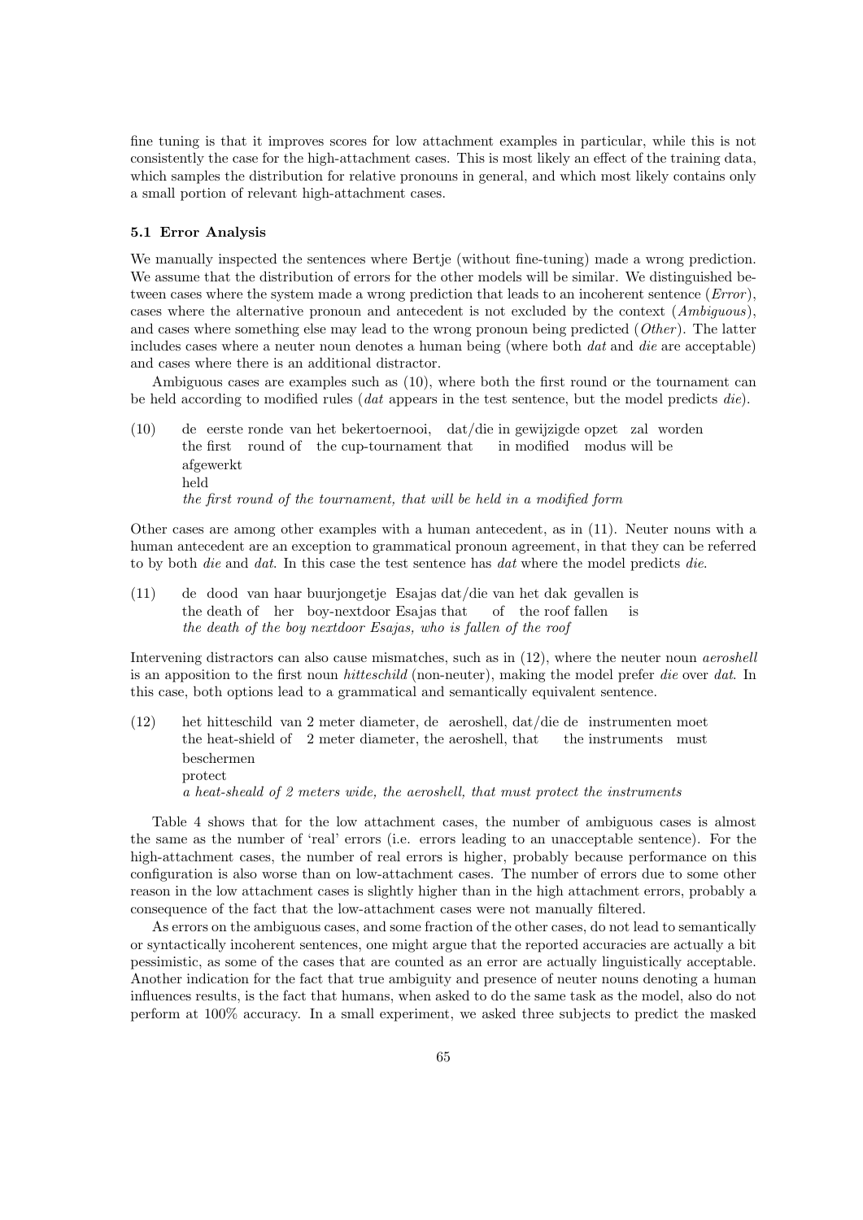fine tuning is that it improves scores for low attachment examples in particular, while this is not consistently the case for the high-attachment cases. This is most likely an effect of the training data, which samples the distribution for relative pronouns in general, and which most likely contains only a small portion of relevant high-attachment cases.

### 5.1 Error Analysis

We manually inspected the sentences where Bertje (without fine-tuning) made a wrong prediction. We assume that the distribution of errors for the other models will be similar. We distinguished between cases where the system made a wrong prediction that leads to an incoherent sentence (*Error*), cases where the alternative pronoun and antecedent is not excluded by the context (*Ambiguous*), and cases where something else may lead to the wrong pronoun being predicted (*Other*). The latter includes cases where a neuter noun denotes a human being (where both *dat* and *die* are acceptable) and cases where there is an additional distractor.

Ambiguous cases are examples such as (10), where both the first round or the tournament can be held according to modified rules (*dat* appears in the test sentence, but the model predicts *die*).

(10) de eerste ronde van het bekertoernooi, dat/die in gewijzigde opzet zal worden afgewerkt
the first round of the cup-tournament that in modified modus will be held
*the first round of the tournament, that will be held in a modified form*

Other cases are among other examples with a human antecedent, as in (11). Neuter nouns with a human antecedent are an exception to grammatical pronoun agreement, in that they can be referred to by both *die* and *dat*. In this case the test sentence has *dat* where the model predicts *die*.

(11) de dood van haar buurjongetje Esajas dat/die van het dak gevallen is
the death of her boy-nextdoor Esajas that of the roof fallen is
*the death of the boy nextdoor Esajas, who is fallen of the roof*

Intervening distractors can also cause mismatches, such as in (12), where the neuter noun *aeroshell* is an apposition to the first noun *hitteschild* (non-neuter), making the model prefer *die* over *dat*. In this case, both options lead to a grammatical and semantically equivalent sentence.

(12) het hitteschild van 2 meter diameter, de aeroshell, dat/die de instrumenten moet beschermen
the heat-shield of 2 meter diameter, the aeroshell, that the instruments must protect
*a heat-sheald of 2 meters wide, the aeroshell, that must protect the instruments*

Table 4 shows that for the low attachment cases, the number of ambiguous cases is almost the same as the number of 'real' errors (i.e. errors leading to an unacceptable sentence). For the high-attachment cases, the number of real errors is higher, probably because performance on this configuration is also worse than on low-attachment cases. The number of errors due to some other reason in the low attachment cases is slightly higher than in the high attachment errors, probably a consequence of the fact that the low-attachment cases were not manually filtered.

As errors on the ambiguous cases, and some fraction of the other cases, do not lead to semantically or syntactically incoherent sentences, one might argue that the reported accuracies are actually a bit pessimistic, as some of the cases that are counted as an error are actually linguistically acceptable. Another indication for the fact that true ambiguity and presence of neuter nouns denoting a human influences results, is the fact that humans, when asked to do the same task as the model, also do not perform at 100% accuracy. In a small experiment, we asked three subjects to predict the masked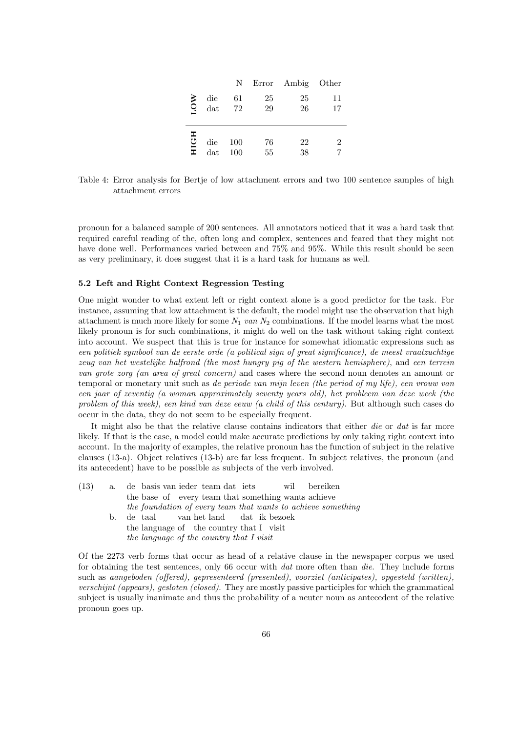| | | N | Error | Ambig | Other |
|---|---|---|---|---|---|
| LOW | die | 61 | 25 | 25 | 11 |
| | dat | 72 | 29 | 26 | 17 |
| HIGH | die | 100 | 76 | 22 | 2 |
| | dat | 100 | 55 | 38 | 7 |

Table 4: Error analysis for Bertje of low attachment errors and two 100 sentence samples of high attachment errors

pronoun for a balanced sample of 200 sentences. All annotators noticed that it was a hard task that required careful reading of the, often long and complex, sentences and feared that they might not have done well. Performances varied between and 75% and 95%. While this result should be seen as very preliminary, it does suggest that it is a hard task for humans as well.

### 5.2 Left and Right Context Regression Testing

One might wonder to what extent left or right context alone is a good predictor for the task. For instance, assuming that low attachment is the default, the model might use the observation that high attachment is much more likely for some $N_1$ *van* $N_2$ combinations. If the model learns what the most likely pronoun is for such combinations, it might do well on the task without taking right context into account. We suspect that this is true for instance for somewhat idiomatic expressions such as *een politiek symbool van de eerste orde (a political sign of great significance)*, *de meest vraatzuchtige zeug van het westelijke halfrond (the most hungry pig of the western hemisphere)*, and *een terrein van grote zorg (an area of great concern)* and cases where the second noun denotes an amount or temporal or monetary unit such as *de periode van mijn leven (the period of my life)*, *een vrouw van een jaar of zeventig (a woman approximately seventy years old)*, *het probleem van deze week (the problem of this week)*, *een kind van deze eeuw (a child of this century)*. But although such cases do occur in the data, they do not seem to be especially frequent.

It might also be that the relative clause contains indicators that either *die* or *dat* is far more likely. If that is the case, a model could make accurate predictions by only taking right context into account. In the majority of examples, the relative pronoun has the function of subject in the relative clauses (13-a). Object relatives (13-b) are far less frequent. In subject relatives, the pronoun (and its antecedent) have to be possible as subjects of the verb involved.

(13) a. de basis van ieder team dat iets wil bereiken
the base of every team that something wants achieve
*the foundation of every team that wants to achieve something*

b. de taal van het land dat ik bezoek
the language of the country that I visit
*the language of the country that I visit*

Of the 2273 verb forms that occur as head of a relative clause in the newspaper corpus we used for obtaining the test sentences, only 66 occur with *dat* more often than *die*. They include forms such as *aangeboden (offered)*, *gepresenteerd (presented)*, *voorziet (anticipates)*, *opgesteld (written)*, *verschijnt (appears)*, *gesloten (closed)*. They are mostly passive participles for which the grammatical subject is usually inanimate and thus the probability of a neuter noun as antecedent of the relative pronoun goes up.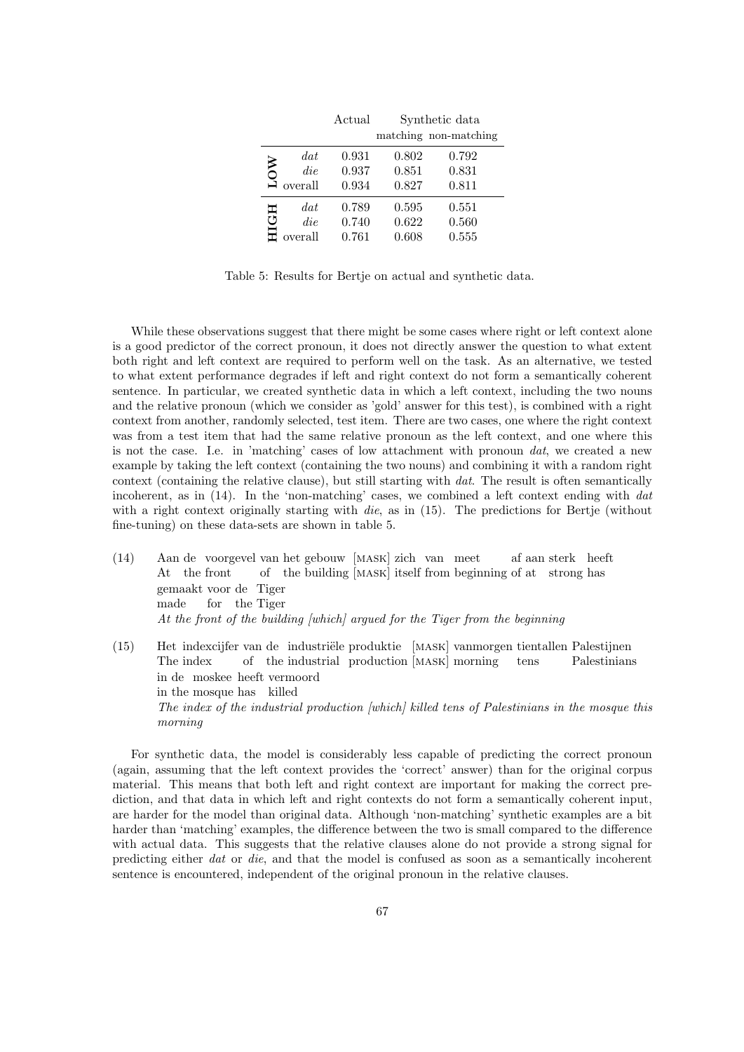|  |  | Actual | Synthetic data |  |
|---|---|---|---|---|
|  |  |  | matching | non-matching |
| LOW | *dat* | 0.931 | 0.802 | 0.792 |
|  | *die* | 0.937 | 0.851 | 0.831 |
|  | overall | 0.934 | 0.827 | 0.811 |
| HIGH | *dat* | 0.789 | 0.595 | 0.551 |
|  | *die* | 0.740 | 0.622 | 0.560 |
|  | overall | 0.761 | 0.608 | 0.555 |

Table 5: Results for Bertje on actual and synthetic data.

While these observations suggest that there might be some cases where right or left context alone is a good predictor of the correct pronoun, it does not directly answer the question to what extent both right and left context are required to perform well on the task. As an alternative, we tested to what extent performance degrades if left and right context do not form a semantically coherent sentence. In particular, we created synthetic data in which a left context, including the two nouns and the relative pronoun (which we consider as 'gold' answer for this test), is combined with a right context from another, randomly selected, test item. There are two cases, one where the right context was from a test item that had the same relative pronoun as the left context, and one where this is not the case. I.e. in 'matching' cases of low attachment with pronoun *dat*, we created a new example by taking the left context (containing the two nouns) and combining it with a random right context (containing the relative clause), but still starting with *dat*. The result is often semantically incoherent, as in (14). In the 'non-matching' cases, we combined a left context ending with *dat* with a right context originally starting with *die*, as in (15). The predictions for Bertje (without fine-tuning) on these data-sets are shown in table 5.

(14) Aan de voorgevel van het gebouw [MASK] zich van meet af aan sterk heeft gemaakt voor de Tiger
At the front of the building [MASK] itself from beginning of at strong has made for the Tiger
*At the front of the building [which] argued for the Tiger from the beginning*

(15) Het indexcijfer van de industriële produktie [MASK] vanmorgen tientallen Palestijnen in de moskee heeft vermoord
The index of the industrial production [MASK] morning tens Palestinians in the mosque has killed
*The index of the industrial production [which] killed tens of Palestinians in the mosque this morning*

For synthetic data, the model is considerably less capable of predicting the correct pronoun (again, assuming that the left context provides the 'correct' answer) than for the original corpus material. This means that both left and right context are important for making the correct prediction, and that data in which left and right contexts do not form a semantically coherent input, are harder for the model than original data. Although 'non-matching' synthetic examples are a bit harder than 'matching' examples, the difference between the two is small compared to the difference with actual data. This suggests that the relative clauses alone do not provide a strong signal for predicting either *dat* or *die*, and that the model is confused as soon as a semantically incoherent sentence is encountered, independent of the original pronoun in the relative clauses.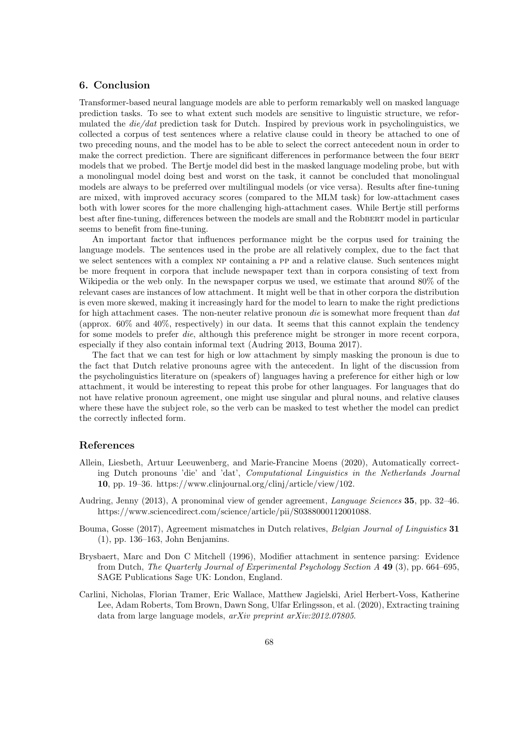## 6. Conclusion

Transformer-based neural language models are able to perform remarkably well on masked language prediction tasks. To see to what extent such models are sensitive to linguistic structure, we reformulated the *die/dat* prediction task for Dutch. Inspired by previous work in psycholinguistics, we collected a corpus of test sentences where a relative clause could in theory be attached to one of two preceding nouns, and the model has to be able to select the correct antecedent noun in order to make the correct prediction. There are significant differences in performance between the four BERT models that we probed. The Bertje model did best in the masked language modeling probe, but with a monolingual model doing best and worst on the task, it cannot be concluded that monolingual models are always to be preferred over multilingual models (or vice versa). Results after fine-tuning are mixed, with improved accuracy scores (compared to the MLM task) for low-attachment cases both with lower scores for the more challenging high-attachment cases. While Bertje still performs best after fine-tuning, differences between the models are small and the RobBERT model in particular seems to benefit from fine-tuning.

An important factor that influences performance might be the corpus used for training the language models. The sentences used in the probe are all relatively complex, due to the fact that we select sentences with a complex NP containing a PP and a relative clause. Such sentences might be more frequent in corpora that include newspaper text than in corpora consisting of text from Wikipedia or the web only. In the newspaper corpus we used, we estimate that around 80% of the relevant cases are instances of low attachment. It might well be that in other corpora the distribution is even more skewed, making it increasingly hard for the model to learn to make the right predictions for high attachment cases. The non-neuter relative pronoun *die* is somewhat more frequent than *dat* (approx. 60% and 40%, respectively) in our data. It seems that this cannot explain the tendency for some models to prefer *die*, although this preference might be stronger in more recent corpora, especially if they also contain informal text (Audring 2013, Bouma 2017).

The fact that we can test for high or low attachment by simply masking the pronoun is due to the fact that Dutch relative pronouns agree with the antecedent. In light of the discussion from the psycholinguistics literature on (speakers of) languages having a preference for either high or low attachment, it would be interesting to repeat this probe for other languages. For languages that do not have relative pronoun agreement, one might use singular and plural nouns, and relative clauses where these have the subject role, so the verb can be masked to test whether the model can predict the correctly inflected form.

## References

Allein, Liesbeth, Artuur Leeuwenberg, and Marie-Francine Moens (2020), Automatically correcting Dutch pronouns 'die' and 'dat', *Computational Linguistics in the Netherlands Journal* **10**, pp. 19–36. https://www.clinjournal.org/clinj/article/view/102.

Audring, Jenny (2013), A pronominal view of gender agreement, *Language Sciences* **35**, pp. 32–46. https://www.sciencedirect.com/science/article/pii/S0388000112001088.

Bouma, Gosse (2017), Agreement mismatches in Dutch relatives, *Belgian Journal of Linguistics* **31** (1), pp. 136–163, John Benjamins.

Brysbaert, Marc and Don C Mitchell (1996), Modifier attachment in sentence parsing: Evidence from Dutch, *The Quarterly Journal of Experimental Psychology Section A* **49** (3), pp. 664–695, SAGE Publications Sage UK: London, England.

Carlini, Nicholas, Florian Tramer, Eric Wallace, Matthew Jagielski, Ariel Herbert-Voss, Katherine Lee, Adam Roberts, Tom Brown, Dawn Song, Ulfar Erlingsson, et al. (2020), Extracting training data from large language models, *arXiv preprint arXiv:2012.07805*.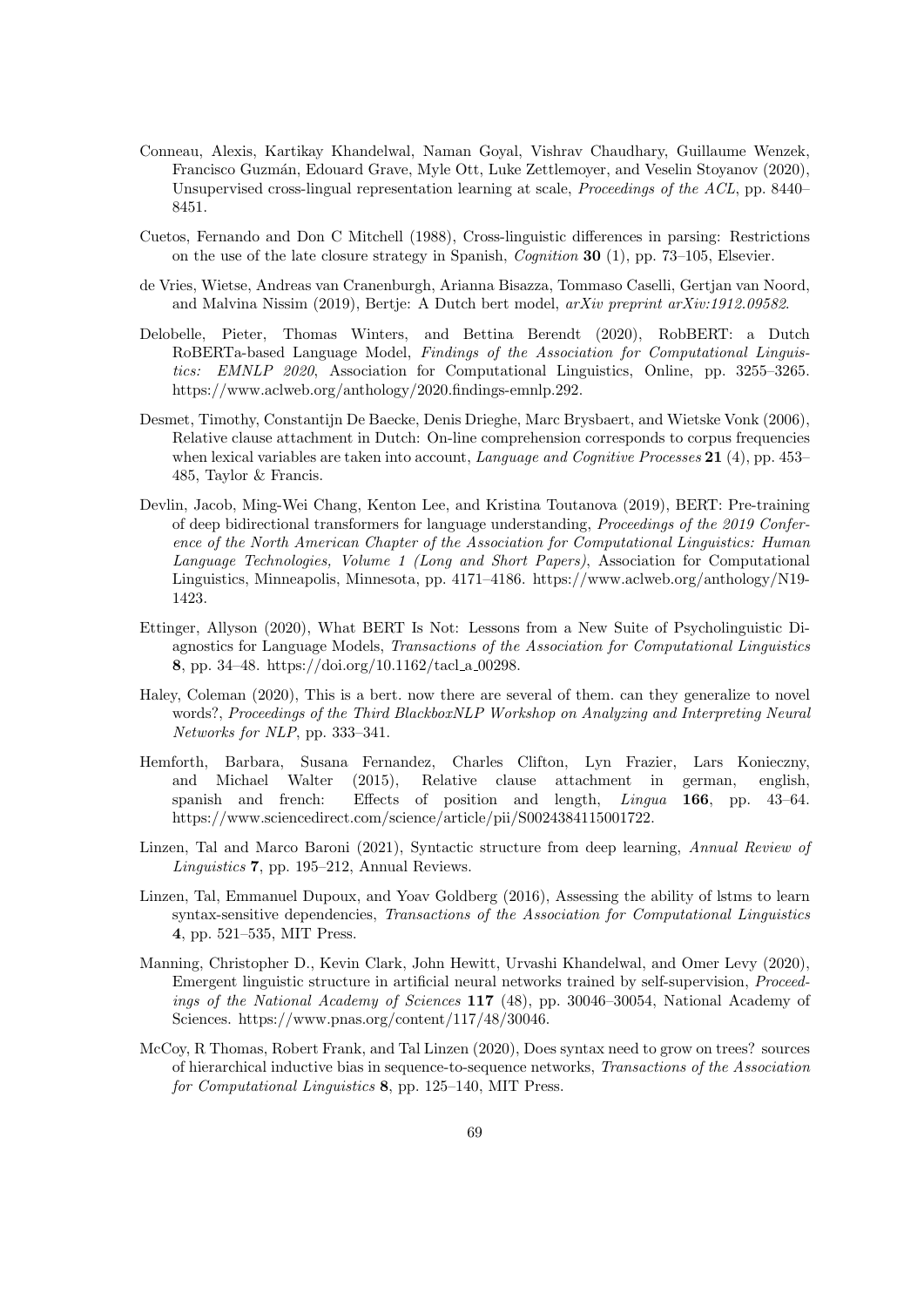Conneau, Alexis, Kartikay Khandelwal, Naman Goyal, Vishrav Chaudhary, Guillaume Wenzek, Francisco Guzmán, Edouard Grave, Myle Ott, Luke Zettlemoyer, and Veselin Stoyanov (2020), Unsupervised cross-lingual representation learning at scale, *Proceedings of the ACL*, pp. 8440–8451.

Cuetos, Fernando and Don C Mitchell (1988), Cross-linguistic differences in parsing: Restrictions on the use of the late closure strategy in Spanish, *Cognition* **30** (1), pp. 73–105, Elsevier.

de Vries, Wietse, Andreas van Cranenburgh, Arianna Bisazza, Tommaso Caselli, Gertjan van Noord, and Malvina Nissim (2019), Bertje: A Dutch bert model, *arXiv preprint arXiv:1912.09582*.

Delobelle, Pieter, Thomas Winters, and Bettina Berendt (2020), RobBERT: a Dutch RoBERTa-based Language Model, *Findings of the Association for Computational Linguistics: EMNLP 2020*, Association for Computational Linguistics, Online, pp. 3255–3265. https://www.aclweb.org/anthology/2020.findings-emnlp.292.

Desmet, Timothy, Constantijn De Baecke, Denis Drieghe, Marc Brysbaert, and Wietske Vonk (2006), Relative clause attachment in Dutch: On-line comprehension corresponds to corpus frequencies when lexical variables are taken into account, *Language and Cognitive Processes* **21** (4), pp. 453–485, Taylor & Francis.

Devlin, Jacob, Ming-Wei Chang, Kenton Lee, and Kristina Toutanova (2019), BERT: Pre-training of deep bidirectional transformers for language understanding, *Proceedings of the 2019 Conference of the North American Chapter of the Association for Computational Linguistics: Human Language Technologies, Volume 1 (Long and Short Papers)*, Association for Computational Linguistics, Minneapolis, Minnesota, pp. 4171–4186. https://www.aclweb.org/anthology/N19-1423.

Ettinger, Allyson (2020), What BERT Is Not: Lessons from a New Suite of Psycholinguistic Diagnostics for Language Models, *Transactions of the Association for Computational Linguistics* **8**, pp. 34–48. https://doi.org/10.1162/tacl_a_00298.

Haley, Coleman (2020), This is a bert. now there are several of them. can they generalize to novel words?, *Proceedings of the Third BlackboxNLP Workshop on Analyzing and Interpreting Neural Networks for NLP*, pp. 333–341.

Hemforth, Barbara, Susana Fernandez, Charles Clifton, Lyn Frazier, Lars Konieczny, and Michael Walter (2015), Relative clause attachment in german, english, spanish and french: Effects of position and length, *Lingua* **166**, pp. 43–64. https://www.sciencedirect.com/science/article/pii/S0024384115001722.

Linzen, Tal and Marco Baroni (2021), Syntactic structure from deep learning, *Annual Review of Linguistics* **7**, pp. 195–212, Annual Reviews.

Linzen, Tal, Emmanuel Dupoux, and Yoav Goldberg (2016), Assessing the ability of lstms to learn syntax-sensitive dependencies, *Transactions of the Association for Computational Linguistics* **4**, pp. 521–535, MIT Press.

Manning, Christopher D., Kevin Clark, John Hewitt, Urvashi Khandelwal, and Omer Levy (2020), Emergent linguistic structure in artificial neural networks trained by self-supervision, *Proceedings of the National Academy of Sciences* **117** (48), pp. 30046–30054, National Academy of Sciences. https://www.pnas.org/content/117/48/30046.

McCoy, R Thomas, Robert Frank, and Tal Linzen (2020), Does syntax need to grow on trees? sources of hierarchical inductive bias in sequence-to-sequence networks, *Transactions of the Association for Computational Linguistics* **8**, pp. 125–140, MIT Press.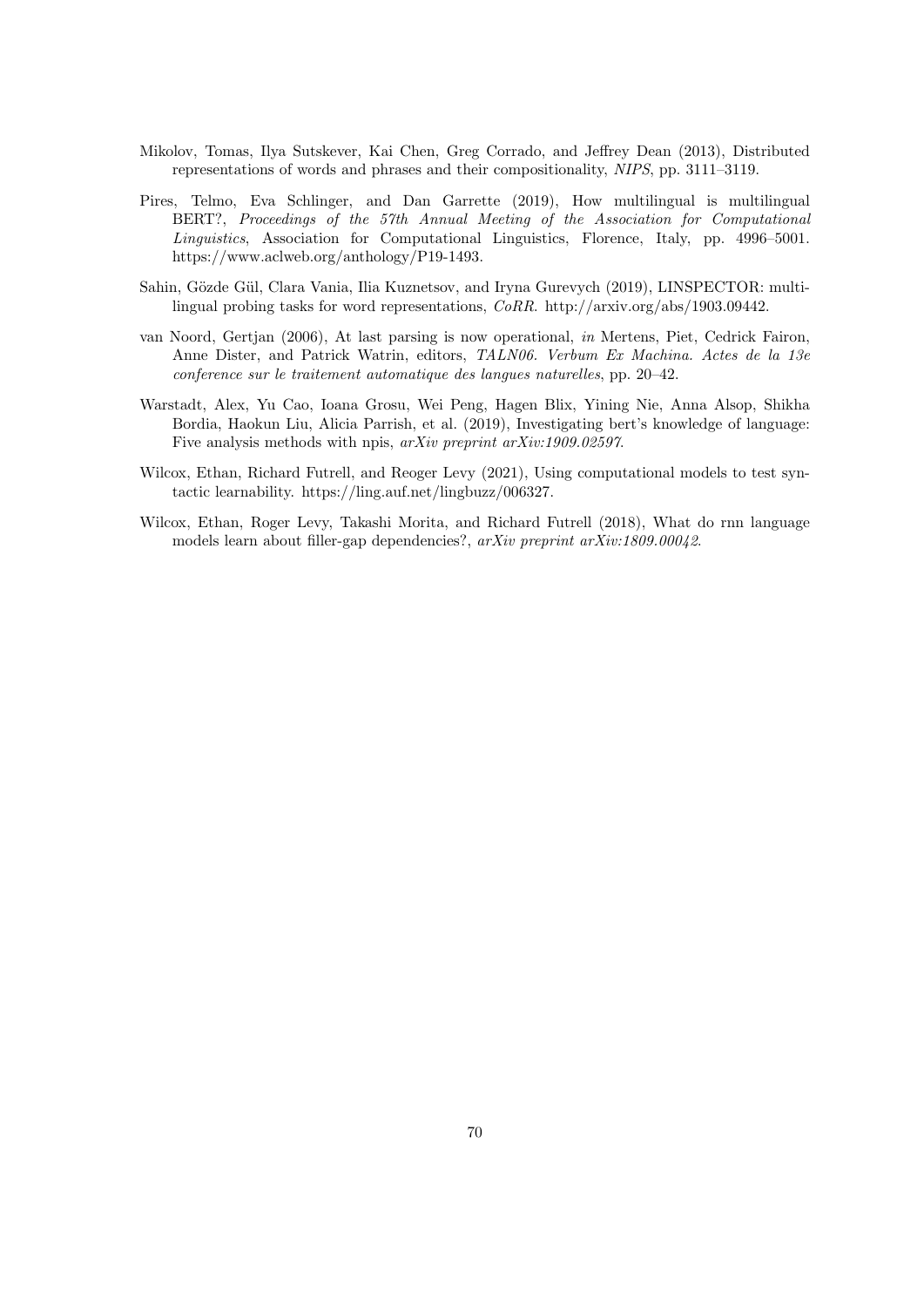Mikolov, Tomas, Ilya Sutskever, Kai Chen, Greg Corrado, and Jeffrey Dean (2013), Distributed representations of words and phrases and their compositionality, *NIPS*, pp. 3111–3119.

Pires, Telmo, Eva Schlinger, and Dan Garrette (2019), How multilingual is multilingual BERT?, *Proceedings of the 57th Annual Meeting of the Association for Computational Linguistics*, Association for Computational Linguistics, Florence, Italy, pp. 4996–5001. https://www.aclweb.org/anthology/P19-1493.

Sahin, Gözde Gül, Clara Vania, Ilia Kuznetsov, and Iryna Gurevych (2019), LINSPECTOR: multilingual probing tasks for word representations, *CoRR*. http://arxiv.org/abs/1903.09442.

van Noord, Gertjan (2006), At last parsing is now operational, *in* Mertens, Piet, Cedrick Fairon, Anne Dister, and Patrick Watrin, editors, *TALN06. Verbum Ex Machina. Actes de la 13e conference sur le traitement automatique des langues naturelles*, pp. 20–42.

Warstadt, Alex, Yu Cao, Ioana Grosu, Wei Peng, Hagen Blix, Yining Nie, Anna Alsop, Shikha Bordia, Haokun Liu, Alicia Parrish, et al. (2019), Investigating bert's knowledge of language: Five analysis methods with npis, *arXiv preprint arXiv:1909.02597*.

Wilcox, Ethan, Richard Futrell, and Reoger Levy (2021), Using computational models to test syntactic learnability. https://ling.auf.net/lingbuzz/006327.

Wilcox, Ethan, Roger Levy, Takashi Morita, and Richard Futrell (2018), What do rnn language models learn about filler-gap dependencies?, *arXiv preprint arXiv:1809.00042*.